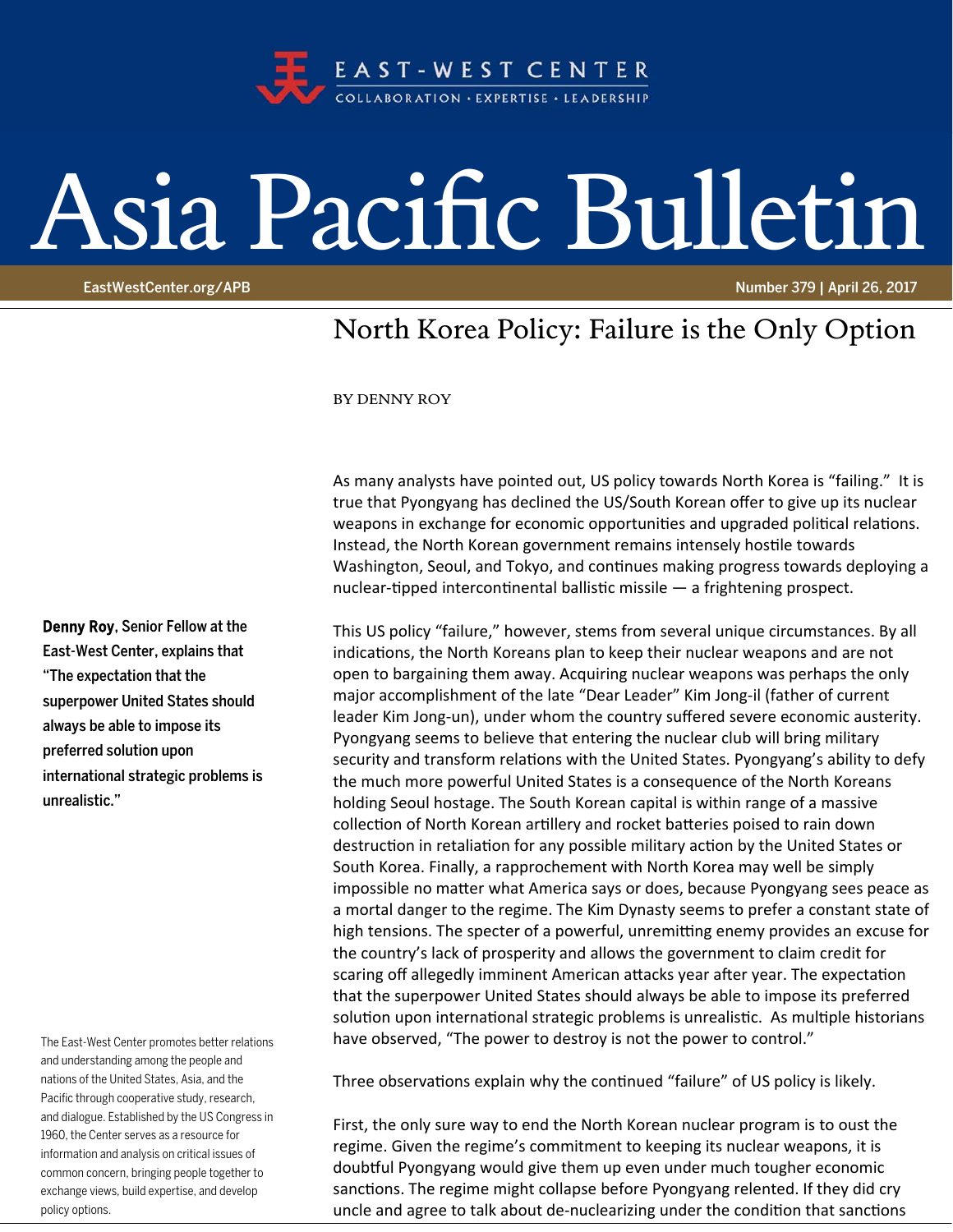# Asia Pacific Bulletin

EAST-WEST CENTER
COLLABORATION · EXPERTISE · LEADERSHIP

EastWestCenter.org/APB

Number 379 | April 26, 2017

## North Korea Policy: Failure is the Only Option

BY DENNY ROY

**Denny Roy**, Senior Fellow at the East-West Center, explains that "The expectation that the superpower United States should always be able to impose its preferred solution upon international strategic problems is unrealistic."

As many analysts have pointed out, US policy towards North Korea is "failing." It is true that Pyongyang has declined the US/South Korean offer to give up its nuclear weapons in exchange for economic opportunities and upgraded political relations. Instead, the North Korean government remains intensely hostile towards Washington, Seoul, and Tokyo, and continues making progress towards deploying a nuclear-tipped intercontinental ballistic missile — a frightening prospect.

This US policy "failure," however, stems from several unique circumstances. By all indications, the North Koreans plan to keep their nuclear weapons and are not open to bargaining them away. Acquiring nuclear weapons was perhaps the only major accomplishment of the late "Dear Leader" Kim Jong-il (father of current leader Kim Jong-un), under whom the country suffered severe economic austerity. Pyongyang seems to believe that entering the nuclear club will bring military security and transform relations with the United States. Pyongyang's ability to defy the much more powerful United States is a consequence of the North Koreans holding Seoul hostage. The South Korean capital is within range of a massive collection of North Korean artillery and rocket batteries poised to rain down destruction in retaliation for any possible military action by the United States or South Korea. Finally, a rapprochement with North Korea may well be simply impossible no matter what America says or does, because Pyongyang sees peace as a mortal danger to the regime. The Kim Dynasty seems to prefer a constant state of high tensions. The specter of a powerful, unremitting enemy provides an excuse for the country's lack of prosperity and allows the government to claim credit for scaring off allegedly imminent American attacks year after year. The expectation that the superpower United States should always be able to impose its preferred solution upon international strategic problems is unrealistic. As multiple historians have observed, "The power to destroy is not the power to control."

Three observations explain why the continued "failure" of US policy is likely.

First, the only sure way to end the North Korean nuclear program is to oust the regime. Given the regime's commitment to keeping its nuclear weapons, it is doubtful Pyongyang would give them up even under much tougher economic sanctions. The regime might collapse before Pyongyang relented. If they did cry uncle and agree to talk about de-nuclearizing under the condition that sanctions

The East-West Center promotes better relations and understanding among the people and nations of the United States, Asia, and the Pacific through cooperative study, research, and dialogue. Established by the US Congress in 1960, the Center serves as a resource for information and analysis on critical issues of common concern, bringing people together to exchange views, build expertise, and develop policy options.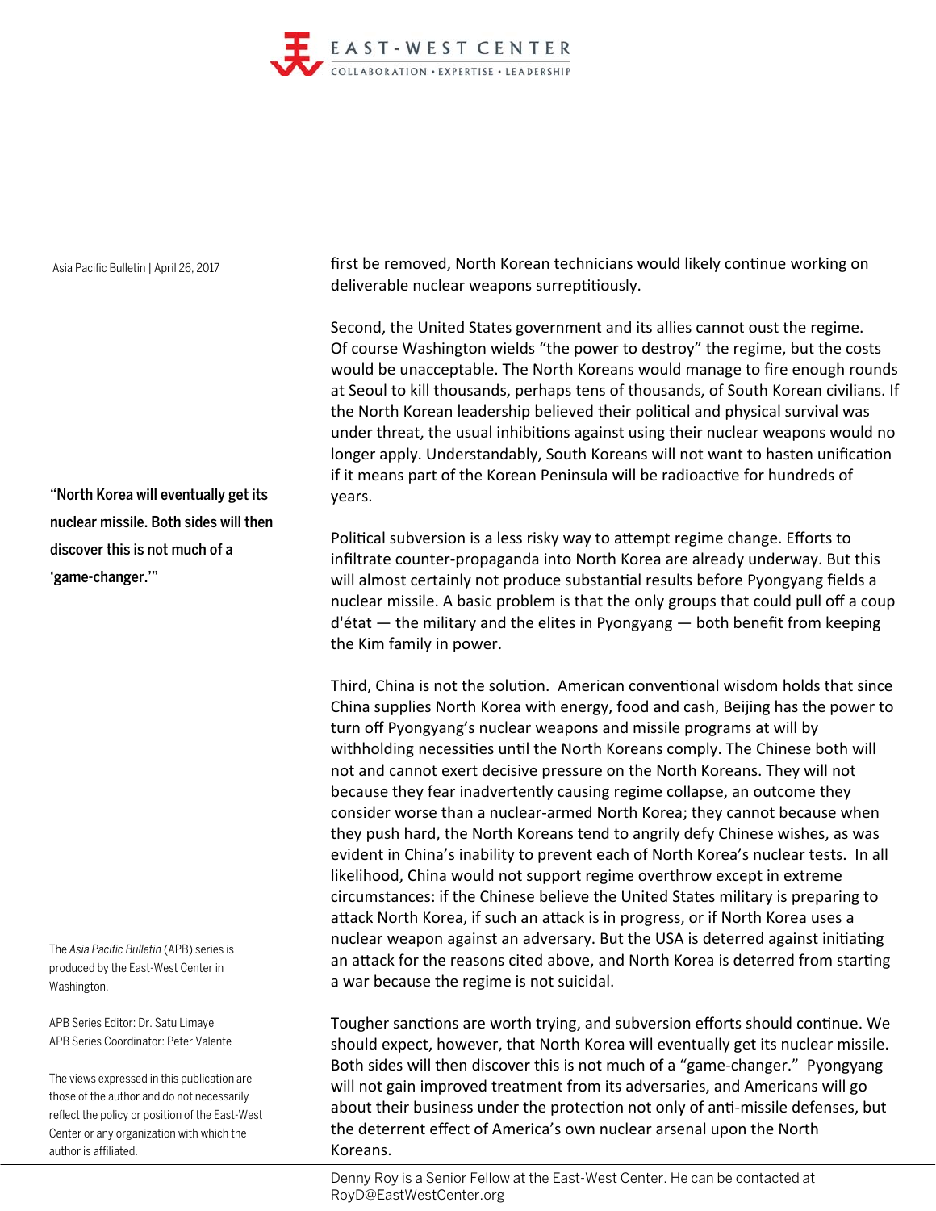Asia Pacific Bulletin | April 26, 2017

first be removed, North Korean technicians would likely continue working on deliverable nuclear weapons surreptitiously.

Second, the United States government and its allies cannot oust the regime. Of course Washington wields "the power to destroy" the regime, but the costs would be unacceptable. The North Koreans would manage to fire enough rounds at Seoul to kill thousands, perhaps tens of thousands, of South Korean civilians. If the North Korean leadership believed their political and physical survival was under threat, the usual inhibitions against using their nuclear weapons would no longer apply. Understandably, South Koreans will not want to hasten unification if it means part of the Korean Peninsula will be radioactive for hundreds of years.

**"North Korea will eventually get its nuclear missile. Both sides will then discover this is not much of a 'game-changer.'"**

Political subversion is a less risky way to attempt regime change. Efforts to infiltrate counter-propaganda into North Korea are already underway. But this will almost certainly not produce substantial results before Pyongyang fields a nuclear missile. A basic problem is that the only groups that could pull off a coup d'état — the military and the elites in Pyongyang — both benefit from keeping the Kim family in power.

Third, China is not the solution. American conventional wisdom holds that since China supplies North Korea with energy, food and cash, Beijing has the power to turn off Pyongyang's nuclear weapons and missile programs at will by withholding necessities until the North Koreans comply. The Chinese both will not and cannot exert decisive pressure on the North Koreans. They will not because they fear inadvertently causing regime collapse, an outcome they consider worse than a nuclear-armed North Korea; they cannot because when they push hard, the North Koreans tend to angrily defy Chinese wishes, as was evident in China's inability to prevent each of North Korea's nuclear tests. In all likelihood, China would not support regime overthrow except in extreme circumstances: if the Chinese believe the United States military is preparing to attack North Korea, if such an attack is in progress, or if North Korea uses a nuclear weapon against an adversary. But the USA is deterred against initiating an attack for the reasons cited above, and North Korea is deterred from starting a war because the regime is not suicidal.

Tougher sanctions are worth trying, and subversion efforts should continue. We should expect, however, that North Korea will eventually get its nuclear missile. Both sides will then discover this is not much of a "game-changer." Pyongyang will not gain improved treatment from its adversaries, and Americans will go about their business under the protection not only of anti-missile defenses, but the deterrent effect of America's own nuclear arsenal upon the North Koreans.

Denny Roy is a Senior Fellow at the East-West Center. He can be contacted at RoyD@EastWestCenter.org

The *Asia Pacific Bulletin* (APB) series is produced by the East-West Center in Washington.

APB Series Editor: Dr. Satu Limaye
APB Series Coordinator: Peter Valente

The views expressed in this publication are those of the author and do not necessarily reflect the policy or position of the East-West Center or any organization with which the author is affiliated.